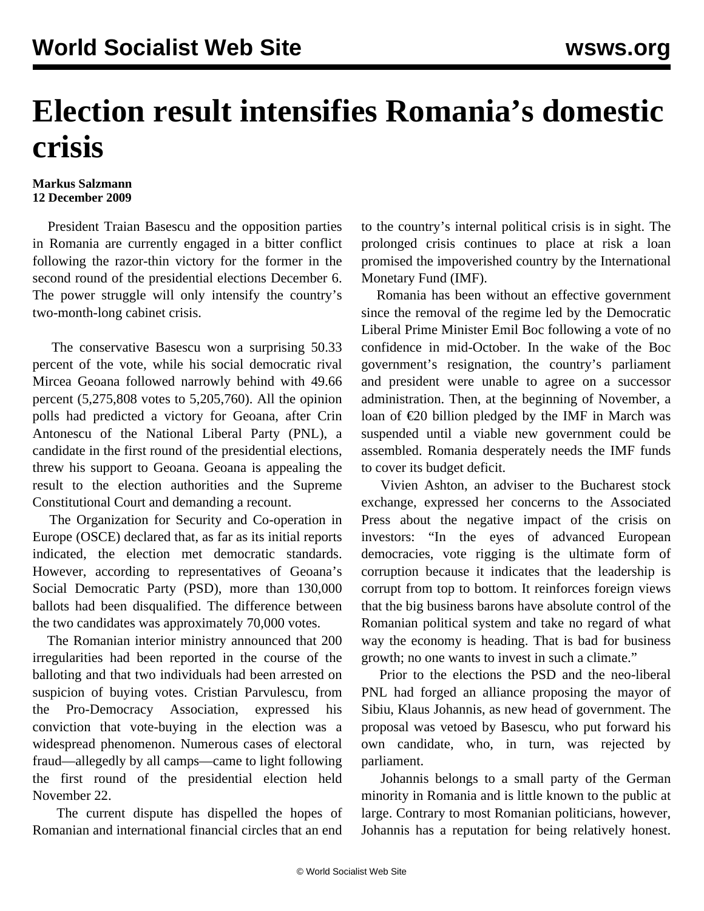# Election result intensifies Romania's domestic crisis

**Markus Salzmann**
**12 December 2009**

President Traian Basescu and the opposition parties in Romania are currently engaged in a bitter conflict following the razor-thin victory for the former in the second round of the presidential elections December 6. The power struggle will only intensify the country's two-month-long cabinet crisis.

The conservative Basescu won a surprising 50.33 percent of the vote, while his social democratic rival Mircea Geoana followed narrowly behind with 49.66 percent (5,275,808 votes to 5,205,760). All the opinion polls had predicted a victory for Geoana, after Crin Antonescu of the National Liberal Party (PNL), a candidate in the first round of the presidential elections, threw his support to Geoana. Geoana is appealing the result to the election authorities and the Supreme Constitutional Court and demanding a recount.

The Organization for Security and Co-operation in Europe (OSCE) declared that, as far as its initial reports indicated, the election met democratic standards. However, according to representatives of Geoana's Social Democratic Party (PSD), more than 130,000 ballots had been disqualified. The difference between the two candidates was approximately 70,000 votes.

The Romanian interior ministry announced that 200 irregularities had been reported in the course of the balloting and that two individuals had been arrested on suspicion of buying votes. Cristian Parvulescu, from the Pro-Democracy Association, expressed his conviction that vote-buying in the election was a widespread phenomenon. Numerous cases of electoral fraud—allegedly by all camps—came to light following the first round of the presidential election held November 22.

The current dispute has dispelled the hopes of Romanian and international financial circles that an end to the country's internal political crisis is in sight. The prolonged crisis continues to place at risk a loan promised the impoverished country by the International Monetary Fund (IMF).

Romania has been without an effective government since the removal of the regime led by the Democratic Liberal Prime Minister Emil Boc following a vote of no confidence in mid-October. In the wake of the Boc government's resignation, the country's parliament and president were unable to agree on a successor administration. Then, at the beginning of November, a loan of €20 billion pledged by the IMF in March was suspended until a viable new government could be assembled. Romania desperately needs the IMF funds to cover its budget deficit.

Vivien Ashton, an adviser to the Bucharest stock exchange, expressed her concerns to the Associated Press about the negative impact of the crisis on investors: "In the eyes of advanced European democracies, vote rigging is the ultimate form of corruption because it indicates that the leadership is corrupt from top to bottom. It reinforces foreign views that the big business barons have absolute control of the Romanian political system and take no regard of what way the economy is heading. That is bad for business growth; no one wants to invest in such a climate."

Prior to the elections the PSD and the neo-liberal PNL had forged an alliance proposing the mayor of Sibiu, Klaus Johannis, as new head of government. The proposal was vetoed by Basescu, who put forward his own candidate, who, in turn, was rejected by parliament.

Johannis belongs to a small party of the German minority in Romania and is little known to the public at large. Contrary to most Romanian politicians, however, Johannis has a reputation for being relatively honest.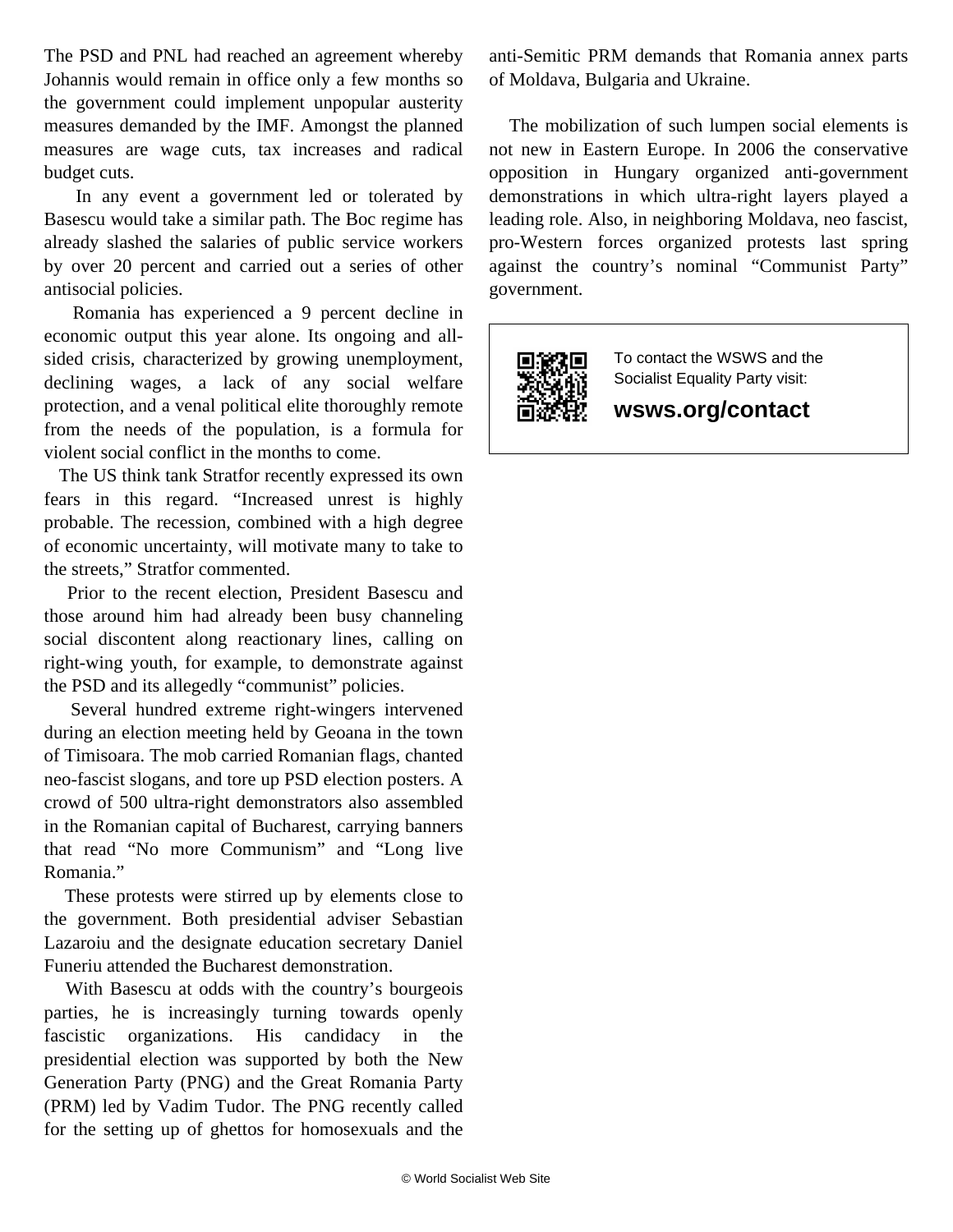The PSD and PNL had reached an agreement whereby Johannis would remain in office only a few months so the government could implement unpopular austerity measures demanded by the IMF. Amongst the planned measures are wage cuts, tax increases and radical budget cuts.

In any event a government led or tolerated by Basescu would take a similar path. The Boc regime has already slashed the salaries of public service workers by over 20 percent and carried out a series of other antisocial policies.

Romania has experienced a 9 percent decline in economic output this year alone. Its ongoing and all-sided crisis, characterized by growing unemployment, declining wages, a lack of any social welfare protection, and a venal political elite thoroughly remote from the needs of the population, is a formula for violent social conflict in the months to come.

The US think tank Stratfor recently expressed its own fears in this regard. "Increased unrest is highly probable. The recession, combined with a high degree of economic uncertainty, will motivate many to take to the streets," Stratfor commented.

Prior to the recent election, President Basescu and those around him had already been busy channeling social discontent along reactionary lines, calling on right-wing youth, for example, to demonstrate against the PSD and its allegedly "communist" policies.

Several hundred extreme right-wingers intervened during an election meeting held by Geoana in the town of Timisoara. The mob carried Romanian flags, chanted neo-fascist slogans, and tore up PSD election posters. A crowd of 500 ultra-right demonstrators also assembled in the Romanian capital of Bucharest, carrying banners that read "No more Communism" and "Long live Romania."

These protests were stirred up by elements close to the government. Both presidential adviser Sebastian Lazaroiu and the designate education secretary Daniel Funeriu attended the Bucharest demonstration.

With Basescu at odds with the country's bourgeois parties, he is increasingly turning towards openly fascistic organizations. His candidacy in the presidential election was supported by both the New Generation Party (PNG) and the Great Romania Party (PRM) led by Vadim Tudor. The PNG recently called for the setting up of ghettos for homosexuals and the anti-Semitic PRM demands that Romania annex parts of Moldava, Bulgaria and Ukraine.

The mobilization of such lumpen social elements is not new in Eastern Europe. In 2006 the conservative opposition in Hungary organized anti-government demonstrations in which ultra-right layers played a leading role. Also, in neighboring Moldava, neo fascist, pro-Western forces organized protests last spring against the country's nominal "Communist Party" government.

To contact the WSWS and the Socialist Equality Party visit:

**wsws.org/contact**